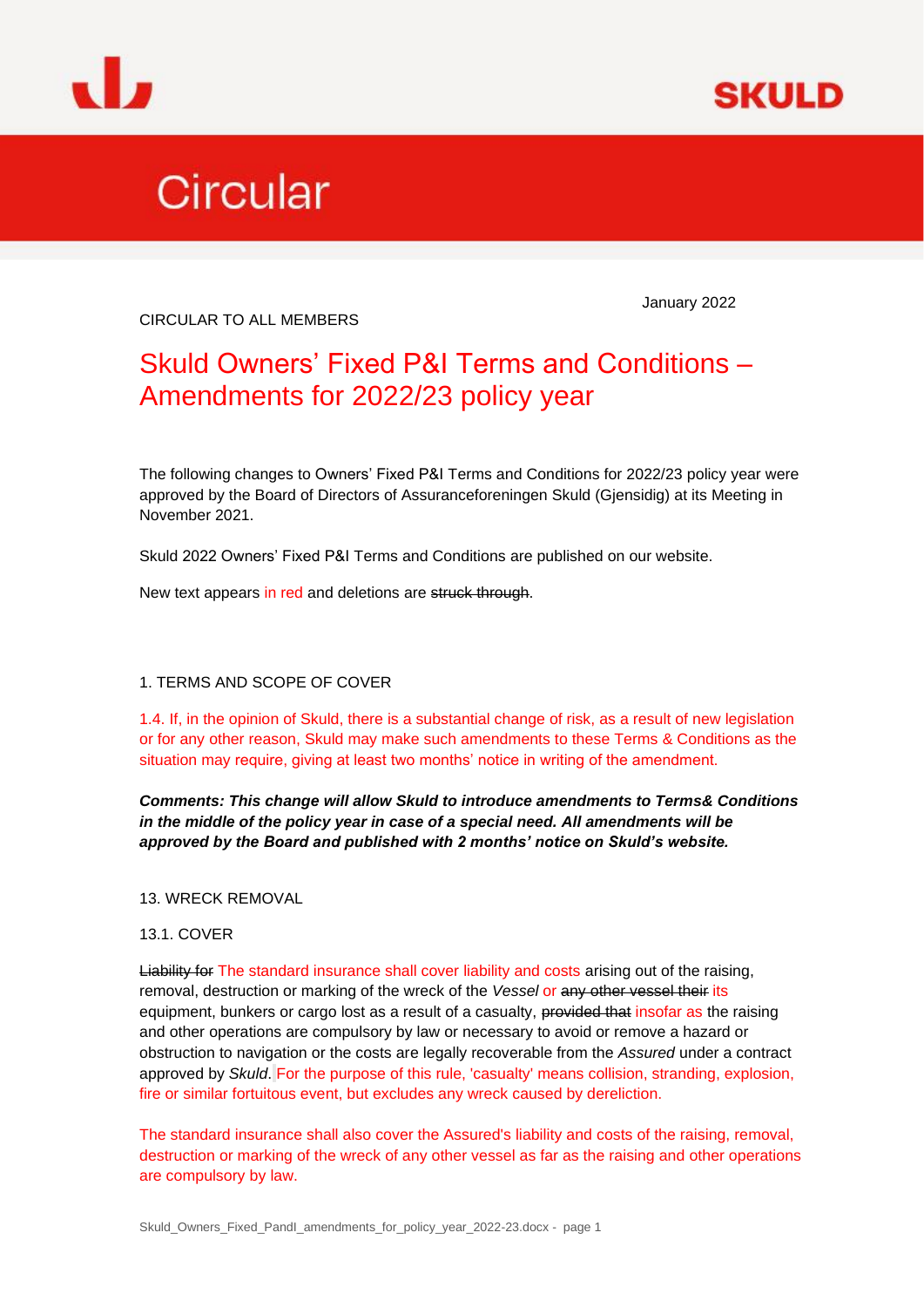SKULD

# Circular

January 2022

CIRCULAR TO ALL MEMBERS

## Skuld Owners' Fixed P&I Terms and Conditions – Amendments for 2022/23 policy year

The following changes to Owners' Fixed P&I Terms and Conditions for 2022/23 policy year were approved by the Board of Directors of Assuranceforeningen Skuld (Gjensidig) at its Meeting in November 2021.

Skuld 2022 Owners' Fixed P&I Terms and Conditions are published on our website.

New text appears in red and deletions are ~~struck through~~.

1. TERMS AND SCOPE OF COVER

1.4. If, in the opinion of Skuld, there is a substantial change of risk, as a result of new legislation or for any other reason, Skuld may make such amendments to these Terms & Conditions as the situation may require, giving at least two months' notice in writing of the amendment.

***Comments: This change will allow Skuld to introduce amendments to Terms& Conditions in the middle of the policy year in case of a special need. All amendments will be approved by the Board and published with 2 months' notice on Skuld's website.***

13. WRECK REMOVAL

13.1. COVER

~~Liability for~~ The standard insurance shall cover liability and costs arising out of the raising, removal, destruction or marking of the wreck of the *Vessel* or ~~any other vessel their~~ its equipment, bunkers or cargo lost as a result of a casualty, ~~provided that~~ insofar as the raising and other operations are compulsory by law or necessary to avoid or remove a hazard or obstruction to navigation or the costs are legally recoverable from the *Assured* under a contract approved by *Skuld*. For the purpose of this rule, 'casualty' means collision, stranding, explosion, fire or similar fortuitous event, but excludes any wreck caused by dereliction.

The standard insurance shall also cover the Assured's liability and costs of the raising, removal, destruction or marking of the wreck of any other vessel as far as the raising and other operations are compulsory by law.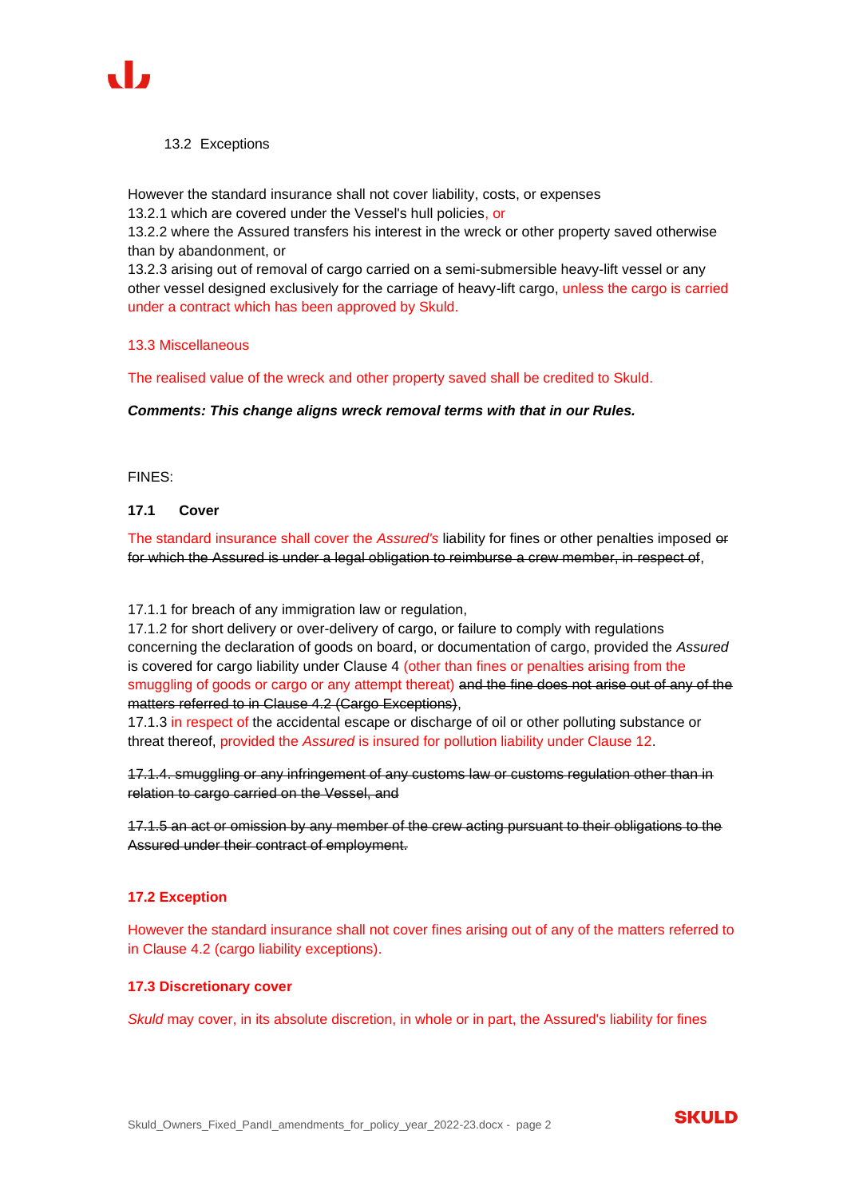13.2 Exceptions

However the standard insurance shall not cover liability, costs, or expenses

13.2.1 which are covered under the Vessel's hull policies, or

13.2.2 where the Assured transfers his interest in the wreck or other property saved otherwise than by abandonment, or

13.2.3 arising out of removal of cargo carried on a semi-submersible heavy-lift vessel or any other vessel designed exclusively for the carriage of heavy-lift cargo, unless the cargo is carried under a contract which has been approved by Skuld.

13.3 Miscellaneous

The realised value of the wreck and other property saved shall be credited to Skuld.

***Comments: This change aligns wreck removal terms with that in our Rules.***

FINES:

**17.1 Cover**

The standard insurance shall cover the *Assured's* liability for fines or other penalties imposed ~~or for which the Assured is under a legal obligation to reimburse a crew member, in respect of~~,

17.1.1 for breach of any immigration law or regulation,

17.1.2 for short delivery or over-delivery of cargo, or failure to comply with regulations concerning the declaration of goods on board, or documentation of cargo, provided the *Assured* is covered for cargo liability under Clause 4 (other than fines or penalties arising from the smuggling of goods or cargo or any attempt thereat) ~~and the fine does not arise out of any of the matters referred to in Clause 4.2 (Cargo Exceptions)~~,

17.1.3 in respect of the accidental escape or discharge of oil or other polluting substance or threat thereof, provided the *Assured* is insured for pollution liability under Clause 12.

~~17.1.4. smuggling or any infringement of any customs law or customs regulation other than in relation to cargo carried on the Vessel, and~~

~~17.1.5 an act or omission by any member of the crew acting pursuant to their obligations to the Assured under their contract of employment.~~

**17.2 Exception**

However the standard insurance shall not cover fines arising out of any of the matters referred to in Clause 4.2 (cargo liability exceptions).

**17.3 Discretionary cover**

*Skuld* may cover, in its absolute discretion, in whole or in part, the Assured's liability for fines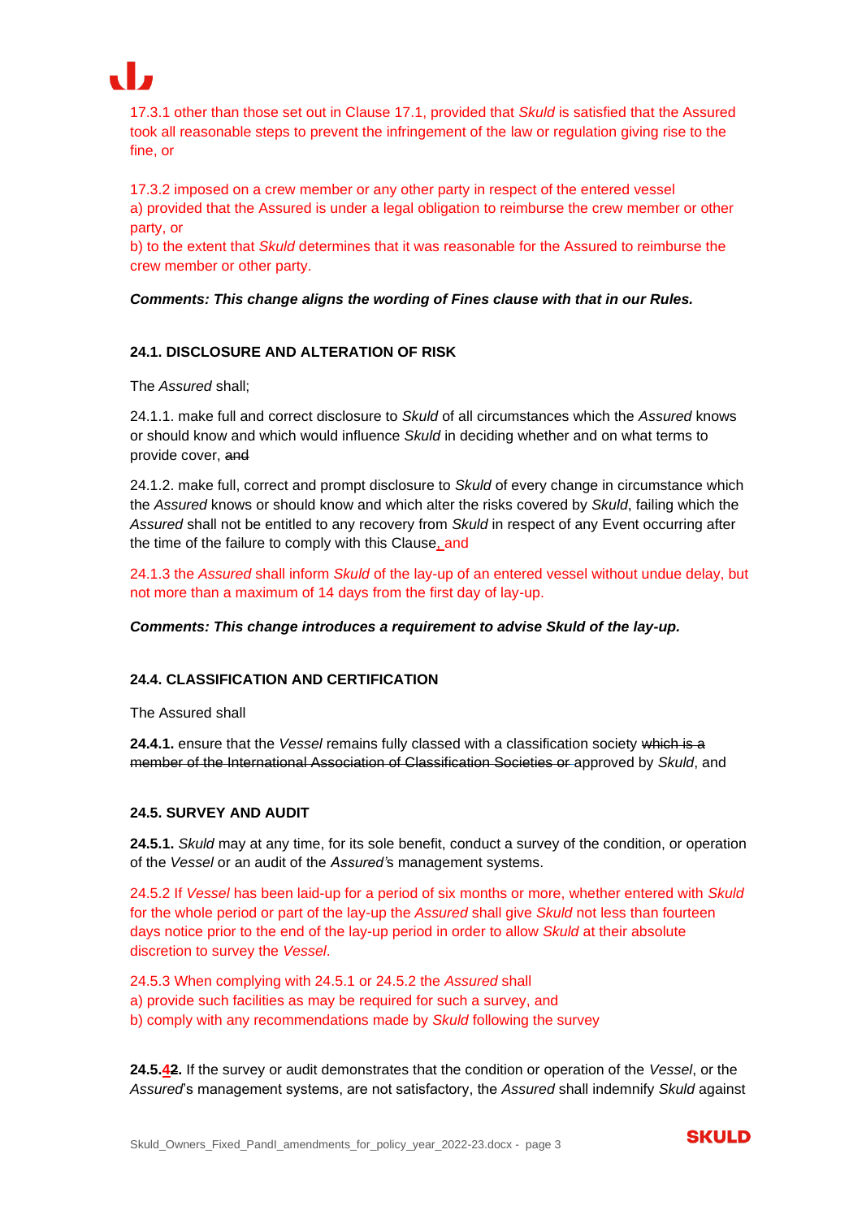17.3.1 other than those set out in Clause 17.1, provided that *Skuld* is satisfied that the Assured took all reasonable steps to prevent the infringement of the law or regulation giving rise to the fine, or

17.3.2 imposed on a crew member or any other party in respect of the entered vessel
a) provided that the Assured is under a legal obligation to reimburse the crew member or other party, or
b) to the extent that *Skuld* determines that it was reasonable for the Assured to reimburse the crew member or other party.

***Comments: This change aligns the wording of Fines clause with that in our Rules.***

**24.1. DISCLOSURE AND ALTERATION OF RISK**

The *Assured* shall;

24.1.1. make full and correct disclosure to *Skuld* of all circumstances which the *Assured* knows or should know and which would influence *Skuld* in deciding whether and on what terms to provide cover, ~~and~~

24.1.2. make full, correct and prompt disclosure to *Skuld* of every change in circumstance which the *Assured* knows or should know and which alter the risks covered by *Skuld*, failing which the *Assured* shall not be entitled to any recovery from *Skuld* in respect of any Event occurring after the time of the failure to comply with this Clause, and

24.1.3 the *Assured* shall inform *Skuld* of the lay-up of an entered vessel without undue delay, but not more than a maximum of 14 days from the first day of lay-up.

***Comments: This change introduces a requirement to advise Skuld of the lay-up.***

**24.4. CLASSIFICATION AND CERTIFICATION**

The Assured shall

**24.4.1.** ensure that the *Vessel* remains fully classed with a classification society ~~which is a member of the International Association of Classification Societies or~~ approved by *Skuld*, and

**24.5. SURVEY AND AUDIT**

**24.5.1.** *Skuld* may at any time, for its sole benefit, conduct a survey of the condition, or operation of the *Vessel* or an audit of the *Assured's* management systems.

24.5.2 If *Vessel* has been laid-up for a period of six months or more, whether entered with *Skuld* for the whole period or part of the lay-up the *Assured* shall give *Skuld* not less than fourteen days notice prior to the end of the lay-up period in order to allow *Skuld* at their absolute discretion to survey the *Vessel*.

24.5.3 When complying with 24.5.1 or 24.5.2 the *Assured* shall
a) provide such facilities as may be required for such a survey, and
b) comply with any recommendations made by *Skuld* following the survey

**24.5.4~~2~~.** If the survey or audit demonstrates that the condition or operation of the *Vessel*, or the *Assured*'s management systems, are not satisfactory, the *Assured* shall indemnify *Skuld* against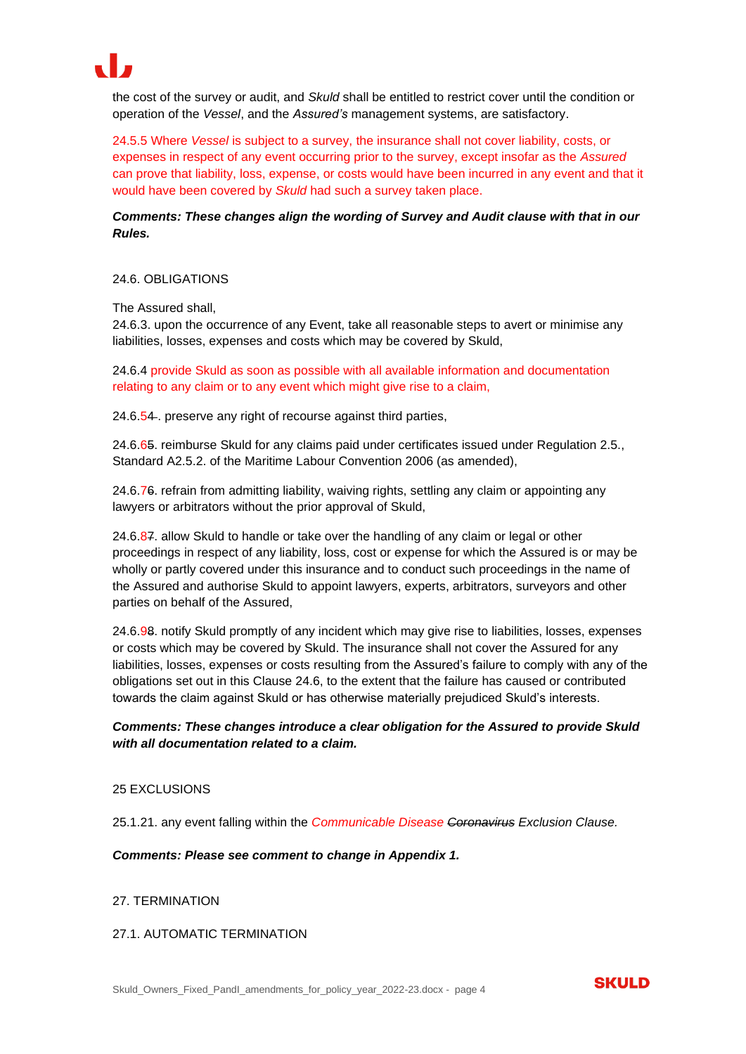the cost of the survey or audit, and *Skuld* shall be entitled to restrict cover until the condition or operation of the *Vessel*, and the *Assured's* management systems, are satisfactory.

24.5.5 Where *Vessel* is subject to a survey, the insurance shall not cover liability, costs, or expenses in respect of any event occurring prior to the survey, except insofar as the *Assured* can prove that liability, loss, expense, or costs would have been incurred in any event and that it would have been covered by *Skuld* had such a survey taken place.

***Comments: These changes align the wording of Survey and Audit clause with that in our Rules.***

24.6. OBLIGATIONS

The Assured shall,
24.6.3. upon the occurrence of any Event, take all reasonable steps to avert or minimise any liabilities, losses, expenses and costs which may be covered by Skuld,

24.6.4 provide Skuld as soon as possible with all available information and documentation relating to any claim or to any event which might give rise to a claim,

24.6.5~~4~~. preserve any right of recourse against third parties,

24.6.6~~5~~. reimburse Skuld for any claims paid under certificates issued under Regulation 2.5., Standard A2.5.2. of the Maritime Labour Convention 2006 (as amended),

24.6.7~~6~~. refrain from admitting liability, waiving rights, settling any claim or appointing any lawyers or arbitrators without the prior approval of Skuld,

24.6.8~~7~~. allow Skuld to handle or take over the handling of any claim or legal or other proceedings in respect of any liability, loss, cost or expense for which the Assured is or may be wholly or partly covered under this insurance and to conduct such proceedings in the name of the Assured and authorise Skuld to appoint lawyers, experts, arbitrators, surveyors and other parties on behalf of the Assured,

24.6.9~~8~~. notify Skuld promptly of any incident which may give rise to liabilities, losses, expenses or costs which may be covered by Skuld. The insurance shall not cover the Assured for any liabilities, losses, expenses or costs resulting from the Assured's failure to comply with any of the obligations set out in this Clause 24.6, to the extent that the failure has caused or contributed towards the claim against Skuld or has otherwise materially prejudiced Skuld's interests.

***Comments: These changes introduce a clear obligation for the Assured to provide Skuld with all documentation related to a claim.***

25 EXCLUSIONS

25.1.21. any event falling within the *Communicable Disease ~~Coronavirus~~ Exclusion Clause.*

***Comments: Please see comment to change in Appendix 1.***

27. TERMINATION

27.1. AUTOMATIC TERMINATION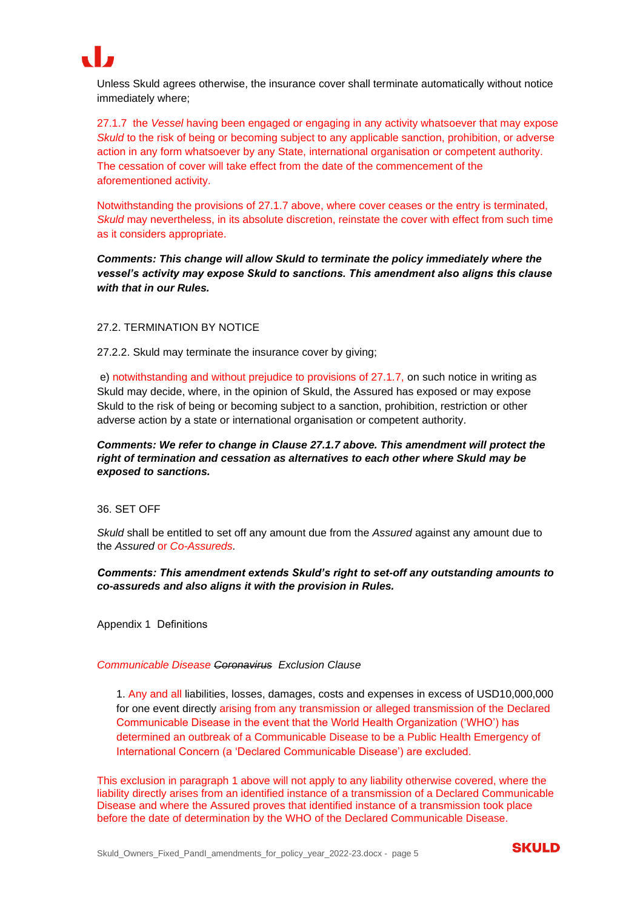Unless Skuld agrees otherwise, the insurance cover shall terminate automatically without notice immediately where;

27.1.7 the *Vessel* having been engaged or engaging in any activity whatsoever that may expose *Skuld* to the risk of being or becoming subject to any applicable sanction, prohibition, or adverse action in any form whatsoever by any State, international organisation or competent authority. The cessation of cover will take effect from the date of the commencement of the aforementioned activity.

Notwithstanding the provisions of 27.1.7 above, where cover ceases or the entry is terminated, *Skuld* may nevertheless, in its absolute discretion, reinstate the cover with effect from such time as it considers appropriate.

***Comments: This change will allow Skuld to terminate the policy immediately where the vessel's activity may expose Skuld to sanctions. This amendment also aligns this clause with that in our Rules.***

27.2. TERMINATION BY NOTICE

27.2.2. Skuld may terminate the insurance cover by giving;

e) notwithstanding and without prejudice to provisions of 27.1.7, on such notice in writing as Skuld may decide, where, in the opinion of Skuld, the Assured has exposed or may expose Skuld to the risk of being or becoming subject to a sanction, prohibition, restriction or other adverse action by a state or international organisation or competent authority.

***Comments: We refer to change in Clause 27.1.7 above. This amendment will protect the right of termination and cessation as alternatives to each other where Skuld may be exposed to sanctions.***

36. SET OFF

*Skuld* shall be entitled to set off any amount due from the *Assured* against any amount due to the *Assured* or *Co-Assureds*.

***Comments: This amendment extends Skuld's right to set-off any outstanding amounts to co-assureds and also aligns it with the provision in Rules.***

Appendix 1 Definitions

*Communicable Disease ~~Coronavirus~~ Exclusion Clause*

1. Any and all liabilities, losses, damages, costs and expenses in excess of USD10,000,000 for one event directly arising from any transmission or alleged transmission of the Declared Communicable Disease in the event that the World Health Organization ('WHO') has determined an outbreak of a Communicable Disease to be a Public Health Emergency of International Concern (a 'Declared Communicable Disease') are excluded.

This exclusion in paragraph 1 above will not apply to any liability otherwise covered, where the liability directly arises from an identified instance of a transmission of a Declared Communicable Disease and where the Assured proves that identified instance of a transmission took place before the date of determination by the WHO of the Declared Communicable Disease.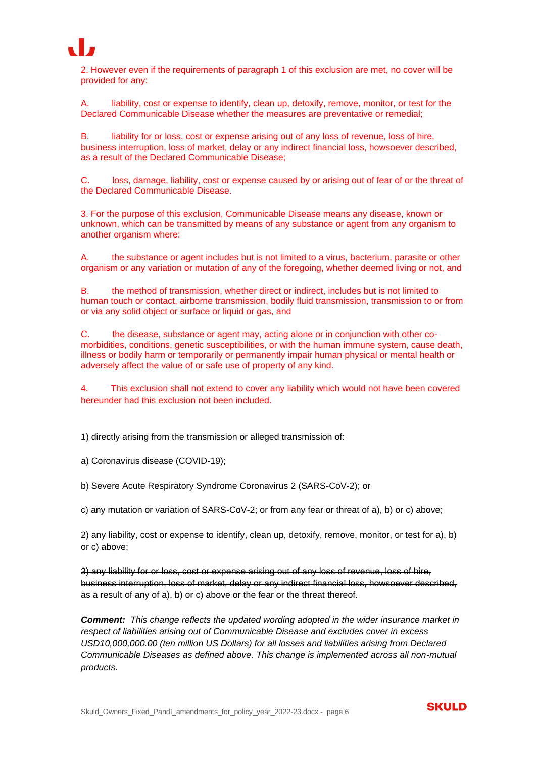2. However even if the requirements of paragraph 1 of this exclusion are met, no cover will be provided for any:

A. liability, cost or expense to identify, clean up, detoxify, remove, monitor, or test for the Declared Communicable Disease whether the measures are preventative or remedial;

B. liability for or loss, cost or expense arising out of any loss of revenue, loss of hire, business interruption, loss of market, delay or any indirect financial loss, howsoever described, as a result of the Declared Communicable Disease;

C. loss, damage, liability, cost or expense caused by or arising out of fear of or the threat of the Declared Communicable Disease.

3. For the purpose of this exclusion, Communicable Disease means any disease, known or unknown, which can be transmitted by means of any substance or agent from any organism to another organism where:

A. the substance or agent includes but is not limited to a virus, bacterium, parasite or other organism or any variation or mutation of any of the foregoing, whether deemed living or not, and

B. the method of transmission, whether direct or indirect, includes but is not limited to human touch or contact, airborne transmission, bodily fluid transmission, transmission to or from or via any solid object or surface or liquid or gas, and

C. the disease, substance or agent may, acting alone or in conjunction with other co-morbidities, conditions, genetic susceptibilities, or with the human immune system, cause death, illness or bodily harm or temporarily or permanently impair human physical or mental health or adversely affect the value of or safe use of property of any kind.

4. This exclusion shall not extend to cover any liability which would not have been covered hereunder had this exclusion not been included.

~~1) directly arising from the transmission or alleged transmission of:~~

~~a) Coronavirus disease (COVID-19);~~

~~b) Severe Acute Respiratory Syndrome Coronavirus 2 (SARS-CoV-2); or~~

~~c) any mutation or variation of SARS-CoV-2; or from any fear or threat of a), b) or c) above;~~

~~2) any liability, cost or expense to identify, clean up, detoxify, remove, monitor, or test for a), b) or c) above;~~

~~3) any liability for or loss, cost or expense arising out of any loss of revenue, loss of hire, business interruption, loss of market, delay or any indirect financial loss, howsoever described, as a result of any of a), b) or c) above or the fear or the threat thereof.~~

***Comment:*** *This change reflects the updated wording adopted in the wider insurance market in respect of liabilities arising out of Communicable Disease and excludes cover in excess USD10,000,000.00 (ten million US Dollars) for all losses and liabilities arising from Declared Communicable Diseases as defined above. This change is implemented across all non-mutual products.*